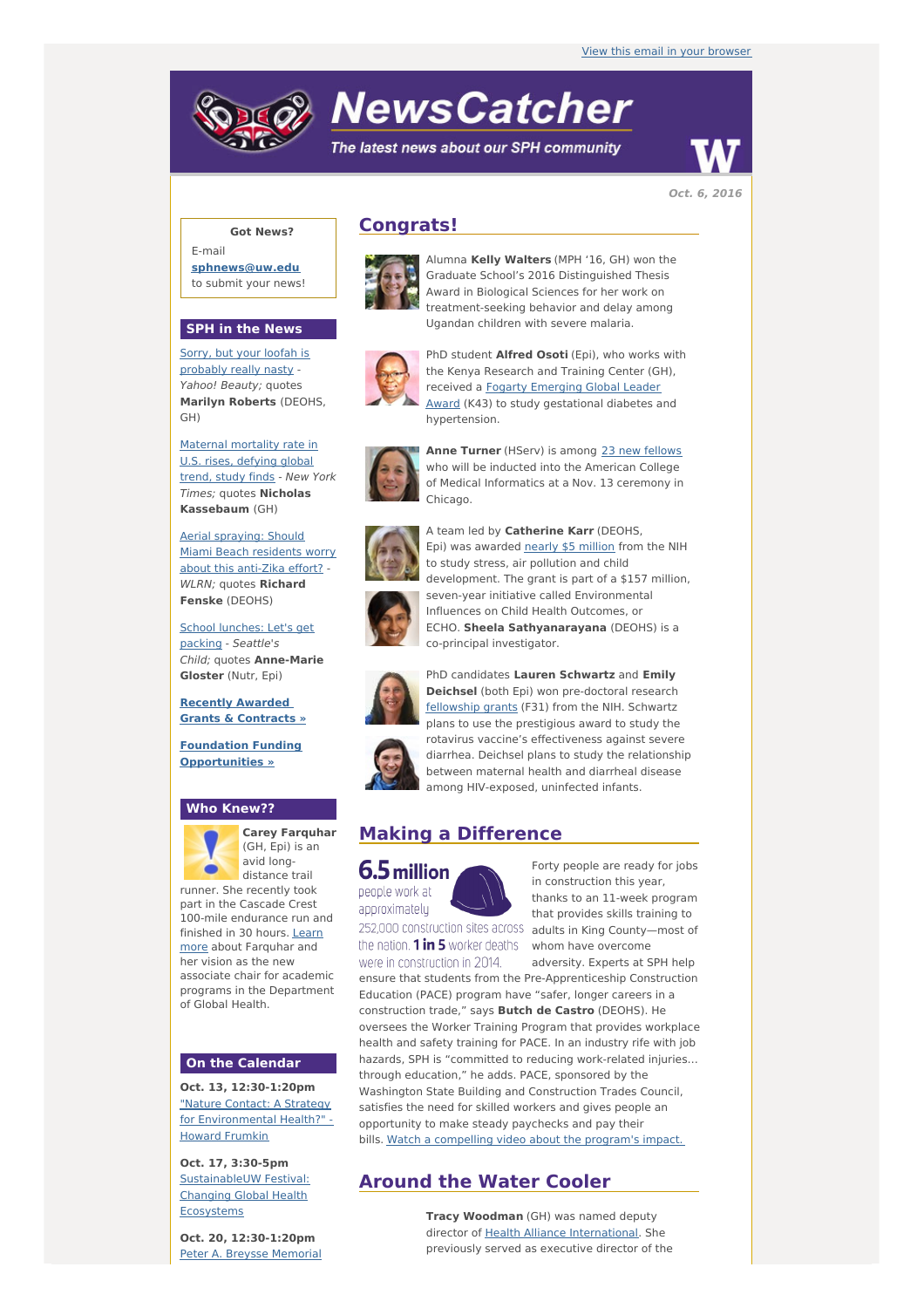View this email in your browser

# NewsCatcher

*The latest news about our SPH community*

**Oct. 6, 2016**

**Got News?**

E-mail **sphnews@uw.edu** to submit your news!

## SPH in the News

Sorry, but your loofah is probably really nasty - *Yahoo! Beauty;* quotes **Marilyn Roberts** (DEOHS, GH)

Maternal mortality rate in U.S. rises, defying global trend, study finds - *New York Times;* quotes **Nicholas Kassebaum** (GH)

Aerial spraying: Should Miami Beach residents worry about this anti-Zika effort? - *WLRN;* quotes **Richard Fenske** (DEOHS)

School lunches: Let's get packing - *Seattle's Child;* quotes **Anne-Marie Gloster** (Nutr, Epi)

**Recently Awarded Grants & Contracts »**

**Foundation Funding Opportunities »**

## Who Knew??

**Carey Farquhar** (GH, Epi) is an avid long-distance trail runner. She recently took part in the Cascade Crest 100-mile endurance run and finished in 30 hours. Learn more about Farquhar and her vision as the new associate chair for academic programs in the Department of Global Health.

## On the Calendar

**Oct. 13, 12:30-1:20pm**
"Nature Contact: A Strategy for Environmental Health?" - Howard Frumkin

**Oct. 17, 3:30-5pm**
SustainableUW Festival: Changing Global Health Ecosystems

**Oct. 20, 12:30-1:20pm**
Peter A. Breysse Memorial

## Congrats!

Alumna **Kelly Walters** (MPH '16, GH) won the Graduate School's 2016 Distinguished Thesis Award in Biological Sciences for her work on treatment-seeking behavior and delay among Ugandan children with severe malaria.

PhD student **Alfred Osoti** (Epi), who works with the Kenya Research and Training Center (GH), received a Fogarty Emerging Global Leader Award (K43) to study gestational diabetes and hypertension.

**Anne Turner** (HServ) is among 23 new fellows who will be inducted into the American College of Medical Informatics at a Nov. 13 ceremony in Chicago.

A team led by **Catherine Karr** (DEOHS, Epi) was awarded nearly $5 million from the NIH to study stress, air pollution and child development. The grant is part of a $157 million, seven-year initiative called Environmental Influences on Child Health Outcomes, or ECHO. **Sheela Sathyanarayana** (DEOHS) is a co-principal investigator.

PhD candidates **Lauren Schwartz** and **Emily Deichsel** (both Epi) won pre-doctoral research fellowship grants (F31) from the NIH. Schwartz plans to use the prestigious award to study the rotavirus vaccine's effectiveness against severe diarrhea. Deichsel plans to study the relationship between maternal health and diarrheal disease among HIV-exposed, uninfected infants.

## Making a Difference

**6.5 million** people work at approximately 252,000 construction sites across the nation. **1 in 5** worker deaths were in construction in 2014.

Forty people are ready for jobs in construction this year, thanks to an 11-week program that provides skills training to adults in King County—most of whom have overcome adversity. Experts at SPH help ensure that students from the Pre-Apprenticeship Construction Education (PACE) program have "safer, longer careers in a construction trade," says **Butch de Castro** (DEOHS). He oversees the Worker Training Program that provides workplace health and safety training for PACE. In an industry rife with job hazards, SPH is "committed to reducing work-related injuries... through education," he adds. PACE, sponsored by the Washington State Building and Construction Trades Council, satisfies the need for skilled workers and gives people an opportunity to make steady paychecks and pay their bills. Watch a compelling video about the program's impact.

## Around the Water Cooler

**Tracy Woodman** (GH) was named deputy director of Health Alliance International. She previously served as executive director of the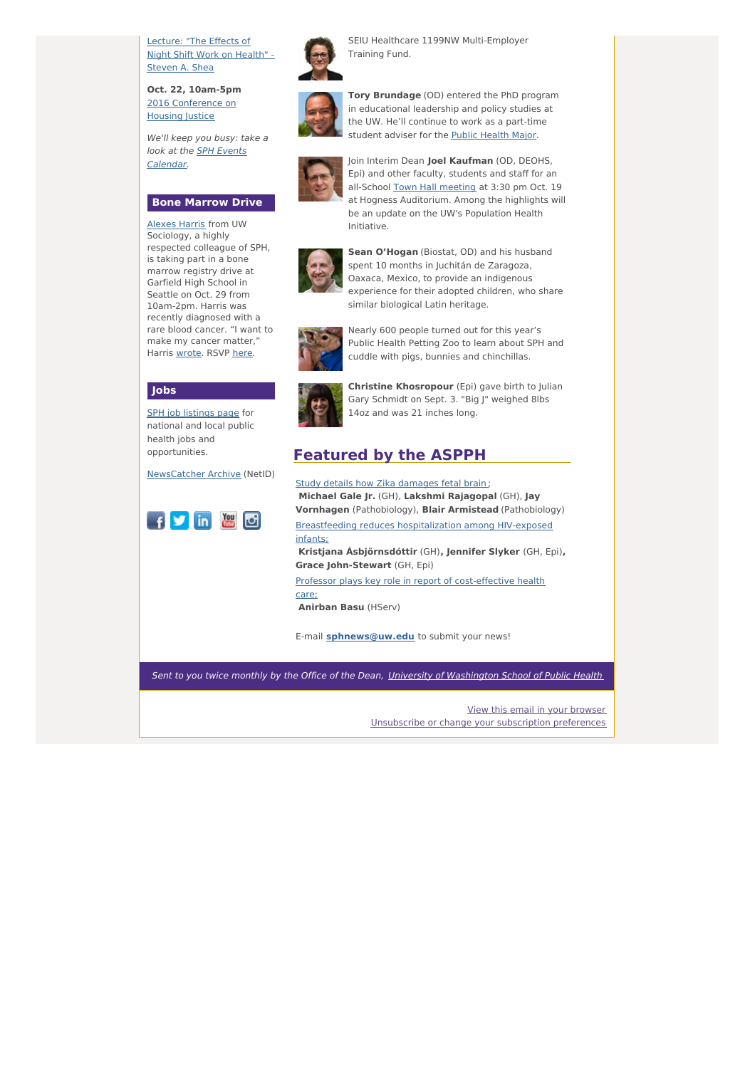Lecture: "The Effects of Night Shift Work on Health" - Steven A. Shea

**Oct. 22, 10am-5pm**
2016 Conference on Housing Justice

*We'll keep you busy: take a look at the SPH Events Calendar.*

## Bone Marrow Drive

Alexes Harris from UW Sociology, a highly respected colleague of SPH, is taking part in a bone marrow registry drive at Garfield High School in Seattle on Oct. 29 from 10am-2pm. Harris was recently diagnosed with a rare blood cancer. "I want to make my cancer matter," Harris wrote. RSVP here.

## Jobs

SPH job listings page for national and local public health jobs and opportunities.

NewsCatcher Archive (NetID)

SEIU Healthcare 1199NW Multi-Employer Training Fund.

**Tory Brundage** (OD) entered the PhD program in educational leadership and policy studies at the UW. He'll continue to work as a part-time student adviser for the Public Health Major.

Join Interim Dean **Joel Kaufman** (OD, DEOHS, Epi) and other faculty, students and staff for an all-School Town Hall meeting at 3:30 pm Oct. 19 at Hogness Auditorium. Among the highlights will be an update on the UW's Population Health Initiative.

**Sean O'Hogan** (Biostat, OD) and his husband spent 10 months in Juchitán de Zaragoza, Oaxaca, Mexico, to provide an indigenous experience for their adopted children, who share similar biological Latin heritage.

Nearly 600 people turned out for this year's Public Health Petting Zoo to learn about SPH and cuddle with pigs, bunnies and chinchillas.

**Christine Khosropour** (Epi) gave birth to Julian Gary Schmidt on Sept. 3. "Big J" weighed 8lbs 14oz and was 21 inches long.

## Featured by the ASPPH

Study details how Zika damages fetal brain;
**Michael Gale Jr.** (GH), **Lakshmi Rajagopal** (GH), **Jay Vornhagen** (Pathobiology), **Blair Armistead** (Pathobiology)

Breastfeeding reduces hospitalization among HIV-exposed infants;
**Kristjana Ásbjörnsdóttir** (GH)**, Jennifer Slyker** (GH, Epi)**, Grace John-Stewart** (GH, Epi)

Professor plays key role in report of cost-effective health care;
**Anirban Basu** (HServ)

E-mail **sphnews@uw.edu** to submit your news!

*Sent to you twice monthly by the Office of the Dean, University of Washington School of Public Health*

View this email in your browser
Unsubscribe or change your subscription preferences